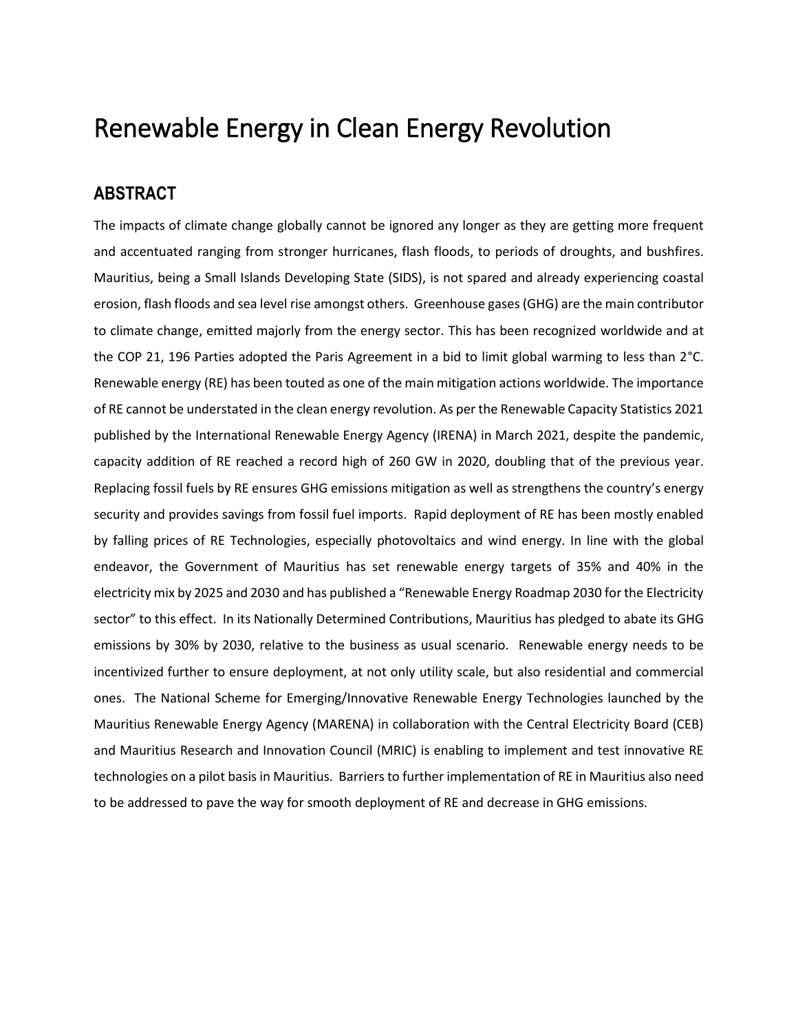# Renewable Energy in Clean Energy Revolution

## ABSTRACT

The impacts of climate change globally cannot be ignored any longer as they are getting more frequent and accentuated ranging from stronger hurricanes, flash floods, to periods of droughts, and bushfires. Mauritius, being a Small Islands Developing State (SIDS), is not spared and already experiencing coastal erosion, flash floods and sea level rise amongst others. Greenhouse gases (GHG) are the main contributor to climate change, emitted majorly from the energy sector. This has been recognized worldwide and at the COP 21, 196 Parties adopted the Paris Agreement in a bid to limit global warming to less than 2°C. Renewable energy (RE) has been touted as one of the main mitigation actions worldwide. The importance of RE cannot be understated in the clean energy revolution. As per the Renewable Capacity Statistics 2021 published by the International Renewable Energy Agency (IRENA) in March 2021, despite the pandemic, capacity addition of RE reached a record high of 260 GW in 2020, doubling that of the previous year. Replacing fossil fuels by RE ensures GHG emissions mitigation as well as strengthens the country's energy security and provides savings from fossil fuel imports. Rapid deployment of RE has been mostly enabled by falling prices of RE Technologies, especially photovoltaics and wind energy. In line with the global endeavor, the Government of Mauritius has set renewable energy targets of 35% and 40% in the electricity mix by 2025 and 2030 and has published a "Renewable Energy Roadmap 2030 for the Electricity sector" to this effect. In its Nationally Determined Contributions, Mauritius has pledged to abate its GHG emissions by 30% by 2030, relative to the business as usual scenario. Renewable energy needs to be incentivized further to ensure deployment, at not only utility scale, but also residential and commercial ones. The National Scheme for Emerging/Innovative Renewable Energy Technologies launched by the Mauritius Renewable Energy Agency (MARENA) in collaboration with the Central Electricity Board (CEB) and Mauritius Research and Innovation Council (MRIC) is enabling to implement and test innovative RE technologies on a pilot basis in Mauritius. Barriers to further implementation of RE in Mauritius also need to be addressed to pave the way for smooth deployment of RE and decrease in GHG emissions.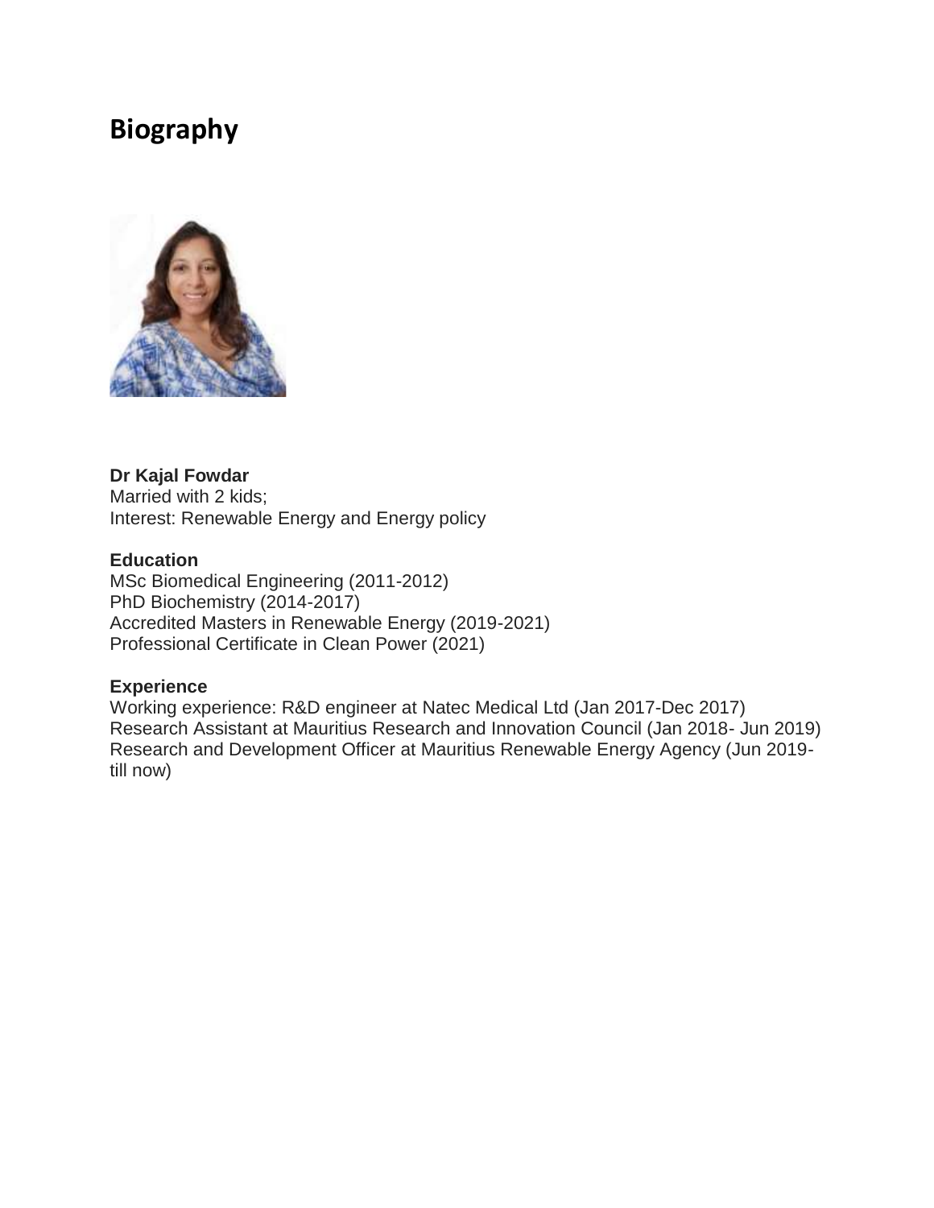# Biography

**Dr Kajal Fowdar**
Married with 2 kids;
Interest: Renewable Energy and Energy policy

**Education**
MSc Biomedical Engineering (2011-2012)
PhD Biochemistry (2014-2017)
Accredited Masters in Renewable Energy (2019-2021)
Professional Certificate in Clean Power (2021)

**Experience**
Working experience: R&D engineer at Natec Medical Ltd (Jan 2017-Dec 2017)
Research Assistant at Mauritius Research and Innovation Council (Jan 2018- Jun 2019)
Research and Development Officer at Mauritius Renewable Energy Agency (Jun 2019-till now)